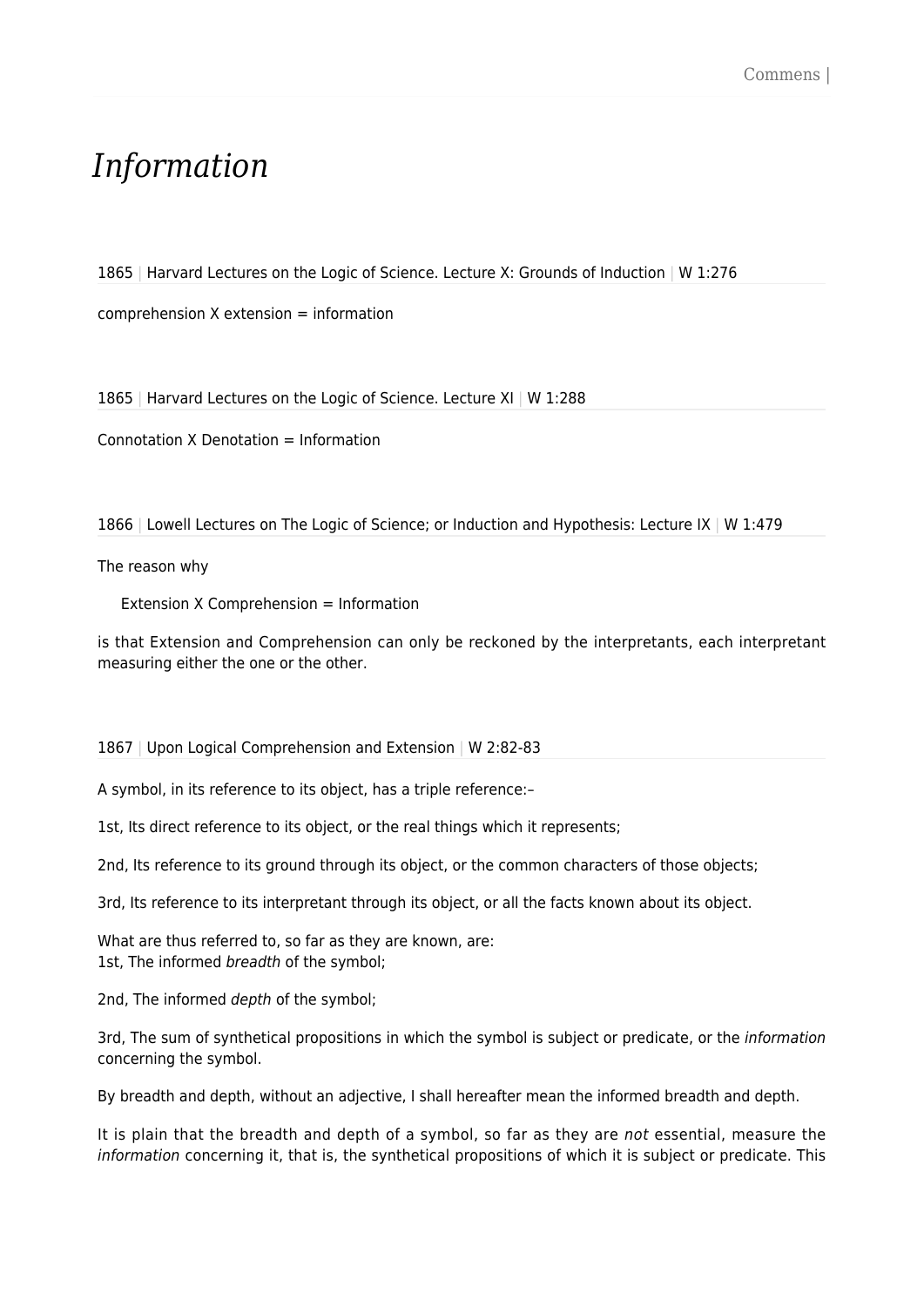# *Information*

1865 | Harvard Lectures on the Logic of Science. Lecture X: Grounds of Induction | W 1:276

comprehension X extension = information

1865 | Harvard Lectures on the Logic of Science. Lecture XI | W 1:288

Connotation X Denotation = Information

1866 | Lowell Lectures on The Logic of Science; or Induction and Hypothesis: Lecture IX | W 1:479

The reason why

Extension X Comprehension = Information

is that Extension and Comprehension can only be reckoned by the interpretants, each interpretant measuring either the one or the other.

1867 | Upon Logical Comprehension and Extension | W 2:82-83

A symbol, in its reference to its object, has a triple reference:–

1st, Its direct reference to its object, or the real things which it represents;

2nd, Its reference to its ground through its object, or the common characters of those objects;

3rd, Its reference to its interpretant through its object, or all the facts known about its object.

What are thus referred to, so far as they are known, are:
1st, The informed *breadth* of the symbol;

2nd, The informed *depth* of the symbol;

3rd, The sum of synthetical propositions in which the symbol is subject or predicate, or the *information* concerning the symbol.

By breadth and depth, without an adjective, I shall hereafter mean the informed breadth and depth.

It is plain that the breadth and depth of a symbol, so far as they are *not* essential, measure the *information* concerning it, that is, the synthetical propositions of which it is subject or predicate. This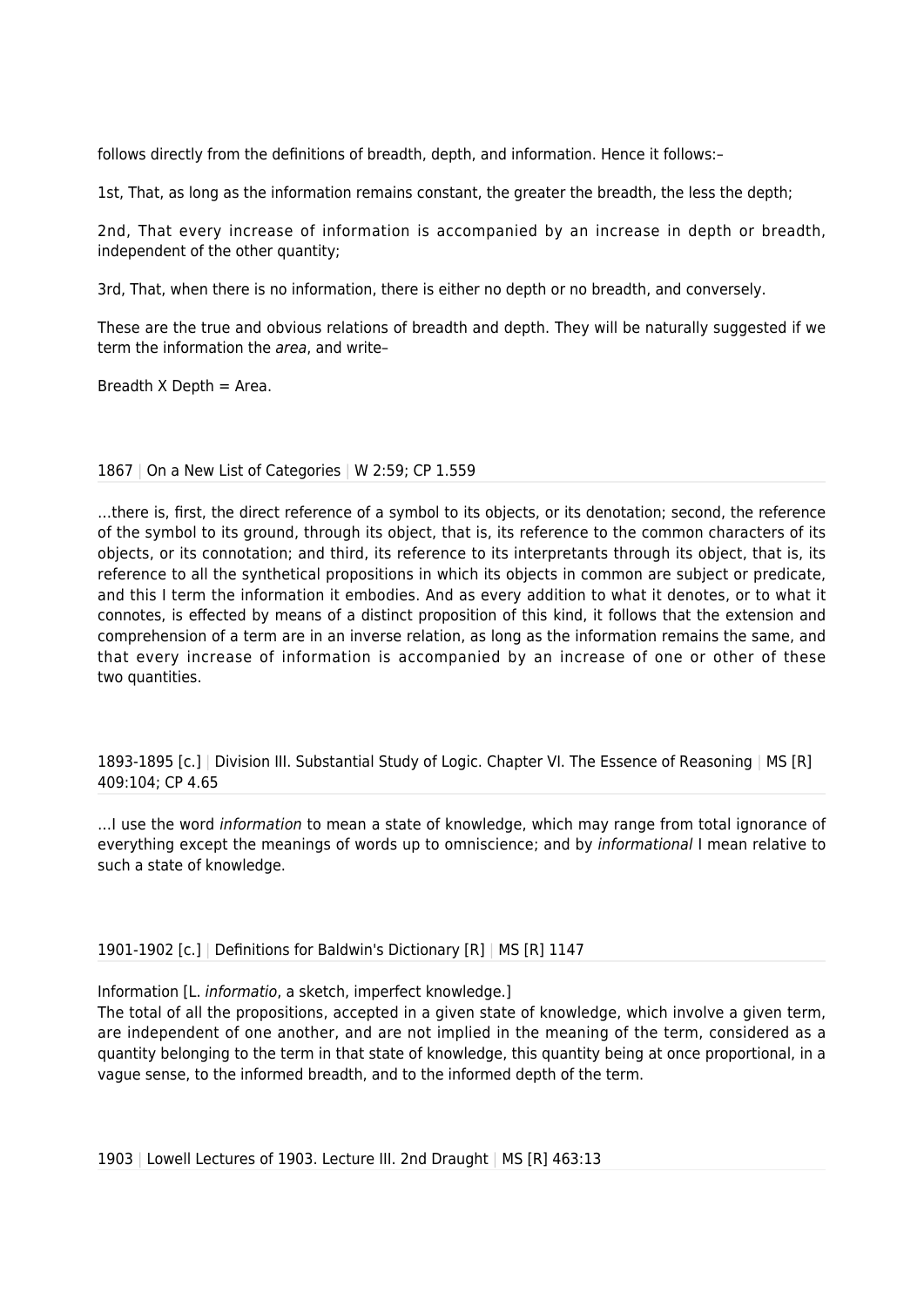follows directly from the definitions of breadth, depth, and information. Hence it follows:–

1st, That, as long as the information remains constant, the greater the breadth, the less the depth;

2nd, That every increase of information is accompanied by an increase in depth or breadth, independent of the other quantity;

3rd, That, when there is no information, there is either no depth or no breadth, and conversely.

These are the true and obvious relations of breadth and depth. They will be naturally suggested if we term the information the *area*, and write–

Breadth X Depth = Area.

1867 | On a New List of Categories | W 2:59; CP 1.559

…there is, first, the direct reference of a symbol to its objects, or its denotation; second, the reference of the symbol to its ground, through its object, that is, its reference to the common characters of its objects, or its connotation; and third, its reference to its interpretants through its object, that is, its reference to all the synthetical propositions in which its objects in common are subject or predicate, and this I term the information it embodies. And as every addition to what it denotes, or to what it connotes, is effected by means of a distinct proposition of this kind, it follows that the extension and comprehension of a term are in an inverse relation, as long as the information remains the same, and that every increase of information is accompanied by an increase of one or other of these two quantities.

1893-1895 [c.] | Division III. Substantial Study of Logic. Chapter VI. The Essence of Reasoning | MS [R] 409:104; CP 4.65

…I use the word *information* to mean a state of knowledge, which may range from total ignorance of everything except the meanings of words up to omniscience; and by *informational* I mean relative to such a state of knowledge.

1901-1902 [c.] | Definitions for Baldwin's Dictionary [R] | MS [R] 1147

Information [L. *informatio*, a sketch, imperfect knowledge.]
The total of all the propositions, accepted in a given state of knowledge, which involve a given term, are independent of one another, and are not implied in the meaning of the term, considered as a quantity belonging to the term in that state of knowledge, this quantity being at once proportional, in a vague sense, to the informed breadth, and to the informed depth of the term.

1903 | Lowell Lectures of 1903. Lecture III. 2nd Draught | MS [R] 463:13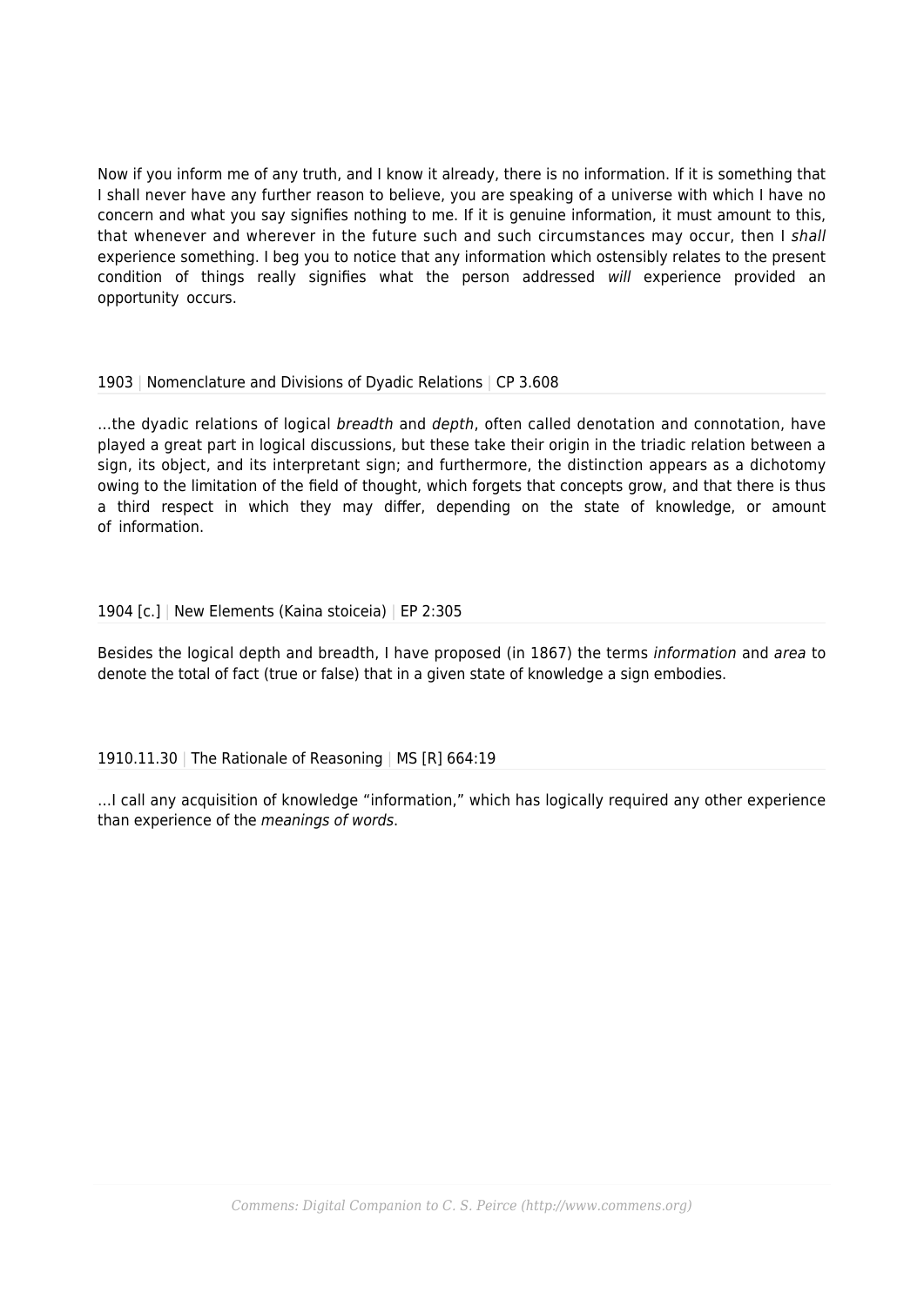Now if you inform me of any truth, and I know it already, there is no information. If it is something that I shall never have any further reason to believe, you are speaking of a universe with which I have no concern and what you say signifies nothing to me. If it is genuine information, it must amount to this, that whenever and wherever in the future such and such circumstances may occur, then I *shall* experience something. I beg you to notice that any information which ostensibly relates to the present condition of things really signifies what the person addressed *will* experience provided an opportunity occurs.

1903 | Nomenclature and Divisions of Dyadic Relations | CP 3.608

…the dyadic relations of logical *breadth* and *depth*, often called denotation and connotation, have played a great part in logical discussions, but these take their origin in the triadic relation between a sign, its object, and its interpretant sign; and furthermore, the distinction appears as a dichotomy owing to the limitation of the field of thought, which forgets that concepts grow, and that there is thus a third respect in which they may differ, depending on the state of knowledge, or amount of information.

1904 [c.] | New Elements (Kaina stoiceia) | EP 2:305

Besides the logical depth and breadth, I have proposed (in 1867) the terms *information* and *area* to denote the total of fact (true or false) that in a given state of knowledge a sign embodies.

1910.11.30 | The Rationale of Reasoning | MS [R] 664:19

…I call any acquisition of knowledge "information," which has logically required any other experience than experience of the *meanings of words*.